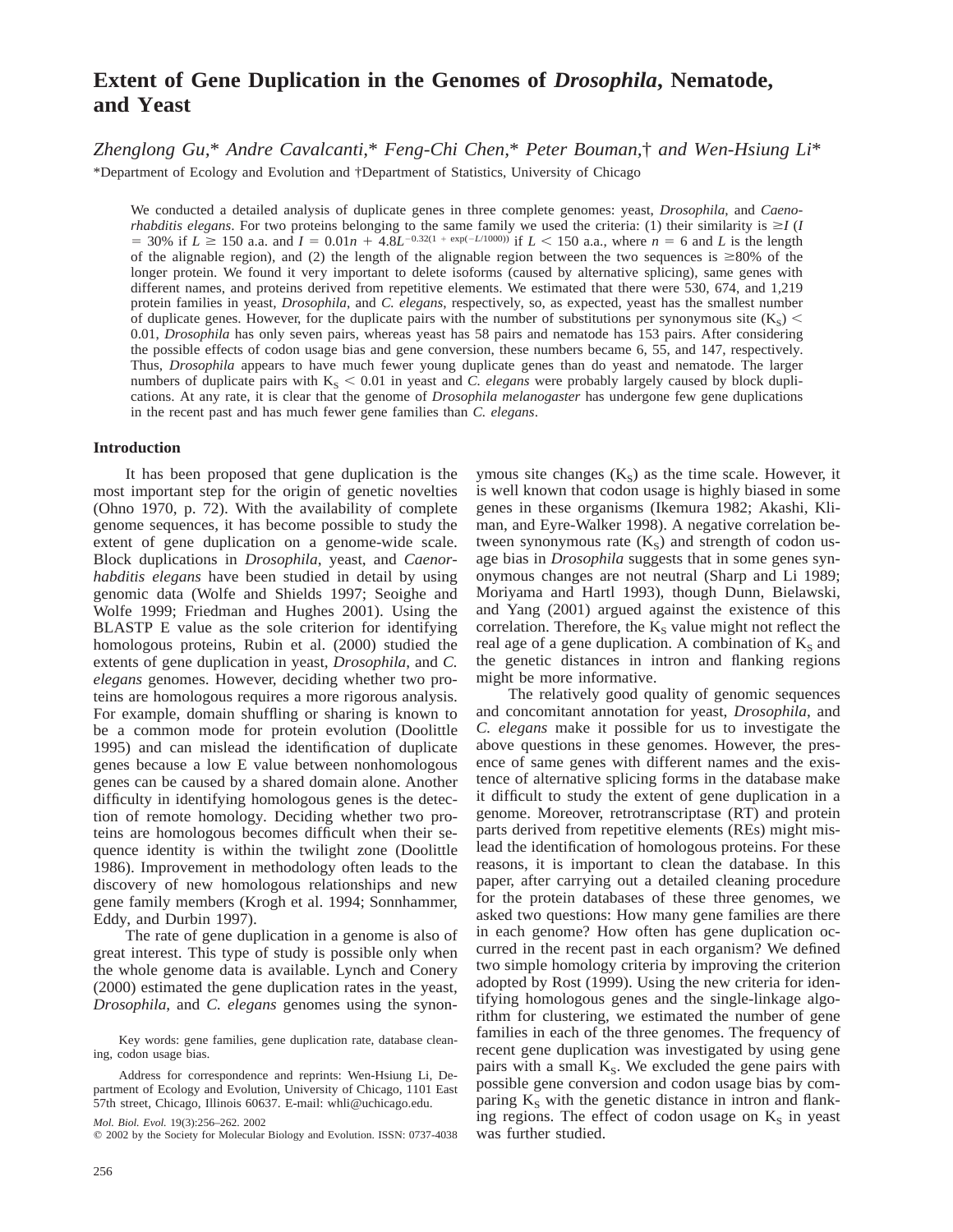# Extent of Gene Duplication in the Genomes of *Drosophila*, Nematode, and Yeast

*Zhenglong Gu,\* Andre Cavalcanti,\* Feng-Chi Chen,\* Peter Bouman,† and Wen-Hsiung Li\**

\*Department of Ecology and Evolution and †Department of Statistics, University of Chicago

We conducted a detailed analysis of duplicate genes in three complete genomes: yeast, *Drosophila*, and *Caenorhabditis elegans*. For two proteins belonging to the same family we used the criteria: (1) their similarity is $\geq I$ ($I = 30\%$ if $L \geq 150$ a.a. and $I = 0.01n + 4.8L^{-0.32(1 + \exp(-L/1000))}$ if $L < 150$ a.a., where $n = 6$ and $L$ is the length of the alignable region), and (2) the length of the alignable region between the two sequences is ≥80% of the longer protein. We found it very important to delete isoforms (caused by alternative splicing), same genes with different names, and proteins derived from repetitive elements. We estimated that there were 530, 674, and 1,219 protein families in yeast, *Drosophila*, and *C. elegans*, respectively, so, as expected, yeast has the smallest number of duplicate genes. However, for the duplicate pairs with the number of substitutions per synonymous site ($K_S$) < 0.01, *Drosophila* has only seven pairs, whereas yeast has 58 pairs and nematode has 153 pairs. After considering the possible effects of codon usage bias and gene conversion, these numbers became 6, 55, and 147, respectively. Thus, *Drosophila* appears to have much fewer young duplicate genes than do yeast and nematode. The larger numbers of duplicate pairs with $K_S < 0.01$ in yeast and *C. elegans* were probably largely caused by block duplications. At any rate, it is clear that the genome of *Drosophila melanogaster* has undergone few gene duplications in the recent past and has much fewer gene families than *C. elegans*.

## Introduction

It has been proposed that gene duplication is the most important step for the origin of genetic novelties (Ohno 1970, p. 72). With the availability of complete genome sequences, it has become possible to study the extent of gene duplication on a genome-wide scale. Block duplications in *Drosophila*, yeast, and *Caenorhabditis elegans* have been studied in detail by using genomic data (Wolfe and Shields 1997; Seoighe and Wolfe 1999; Friedman and Hughes 2001). Using the BLASTP E value as the sole criterion for identifying homologous proteins, Rubin et al. (2000) studied the extents of gene duplication in yeast, *Drosophila*, and *C. elegans* genomes. However, deciding whether two proteins are homologous requires a more rigorous analysis. For example, domain shuffling or sharing is known to be a common mode for protein evolution (Doolittle 1995) and can mislead the identification of duplicate genes because a low E value between nonhomologous genes can be caused by a shared domain alone. Another difficulty in identifying homologous genes is the detection of remote homology. Deciding whether two proteins are homologous becomes difficult when their sequence identity is within the twilight zone (Doolittle 1986). Improvement in methodology often leads to the discovery of new homologous relationships and new gene family members (Krogh et al. 1994; Sonnhammer, Eddy, and Durbin 1997).

The rate of gene duplication in a genome is also of great interest. This type of study is possible only when the whole genome data is available. Lynch and Conery (2000) estimated the gene duplication rates in the yeast, *Drosophila*, and *C. elegans* genomes using the synonymous site changes ($K_S$) as the time scale. However, it is well known that codon usage is highly biased in some genes in these organisms (Ikemura 1982; Akashi, Kliman, and Eyre-Walker 1998). A negative correlation between synonymous rate ($K_S$) and strength of codon usage bias in *Drosophila* suggests that in some genes synonymous changes are not neutral (Sharp and Li 1989; Moriyama and Hartl 1993), though Dunn, Bielawski, and Yang (2001) argued against the existence of this correlation. Therefore, the $K_S$ value might not reflect the real age of a gene duplication. A combination of $K_S$ and the genetic distances in intron and flanking regions might be more informative.

The relatively good quality of genomic sequences and concomitant annotation for yeast, *Drosophila*, and *C. elegans* make it possible for us to investigate the above questions in these genomes. However, the presence of same genes with different names and the existence of alternative splicing forms in the database make it difficult to study the extent of gene duplication in a genome. Moreover, retrotranscriptase (RT) and protein parts derived from repetitive elements (REs) might mislead the identification of homologous proteins. For these reasons, it is important to clean the database. In this paper, after carrying out a detailed cleaning procedure for the protein databases of these three genomes, we asked two questions: How many gene families are there in each genome? How often has gene duplication occurred in the recent past in each organism? We defined two simple homology criteria by improving the criterion adopted by Rost (1999). Using the new criteria for identifying homologous genes and the single-linkage algorithm for clustering, we estimated the number of gene families in each of the three genomes. The frequency of recent gene duplication was investigated by using gene pairs with a small $K_S$. We excluded the gene pairs with possible gene conversion and codon usage bias by comparing $K_S$ with the genetic distance in intron and flanking regions. The effect of codon usage on $K_S$ in yeast was further studied.

Key words: gene families, gene duplication rate, database cleaning, codon usage bias.

Address for correspondence and reprints: Wen-Hsiung Li, Department of Ecology and Evolution, University of Chicago, 1101 East 57th street, Chicago, Illinois 60637. E-mail: whli@uchicago.edu.

© 2002 by the Society for Molecular Biology and Evolution. ISSN: 0737-4038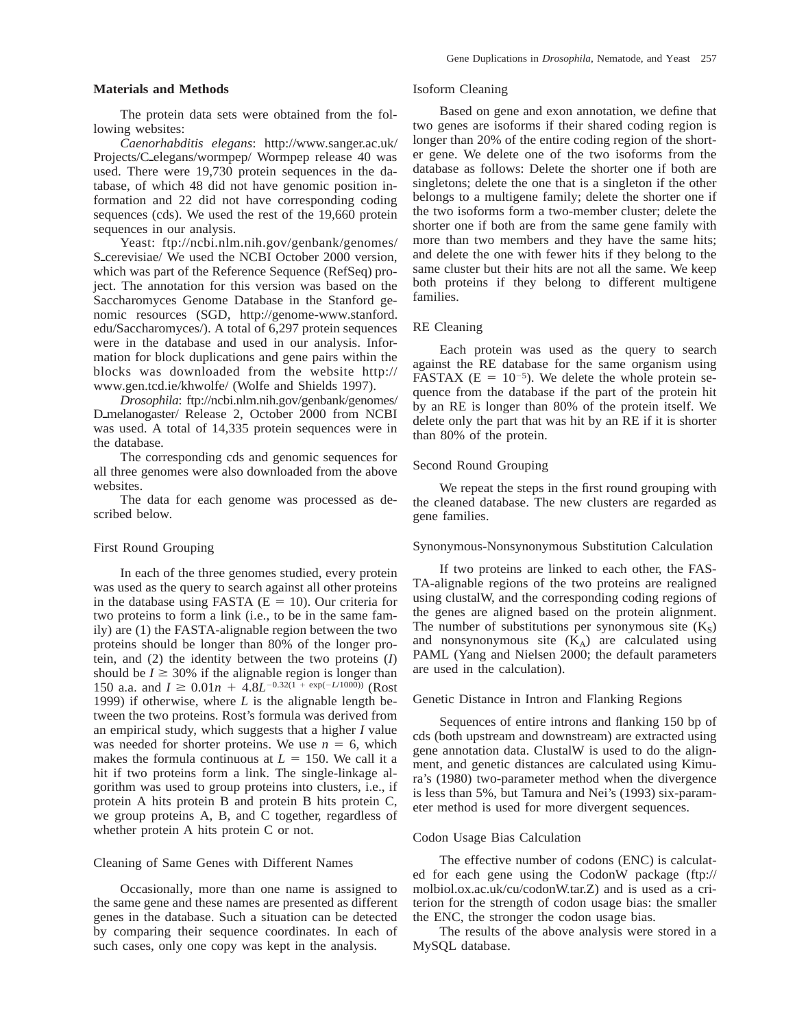## Materials and Methods

The protein data sets were obtained from the following websites:

*Caenorhabditis elegans*: http://www.sanger.ac.uk/Projects/C_elegans/wormpep/ Wormpep release 40 was used. There were 19,730 protein sequences in the database, of which 48 did not have genomic position information and 22 did not have corresponding coding sequences (cds). We used the rest of the 19,660 protein sequences in our analysis.

Yeast: ftp://ncbi.nlm.nih.gov/genbank/genomes/S_cerevisiae/ We used the NCBI October 2000 version, which was part of the Reference Sequence (RefSeq) project. The annotation for this version was based on the Saccharomyces Genome Database in the Stanford genomic resources (SGD, http://genome-www.stanford.edu/Saccharomyces/). A total of 6,297 protein sequences were in the database and used in our analysis. Information for block duplications and gene pairs within the blocks was downloaded from the website http://www.gen.tcd.ie/khwolfe/ (Wolfe and Shields 1997).

*Drosophila*: ftp://ncbi.nlm.nih.gov/genbank/genomes/D_melanogaster/ Release 2, October 2000 from NCBI was used. A total of 14,335 protein sequences were in the database.

The corresponding cds and genomic sequences for all three genomes were also downloaded from the above websites.

The data for each genome was processed as described below.

### First Round Grouping

In each of the three genomes studied, every protein was used as the query to search against all other proteins in the database using FASTA ($E = 10$). Our criteria for two proteins to form a link (i.e., to be in the same family) are (1) the FASTA-alignable region between the two proteins should be longer than 80% of the longer protein, and (2) the identity between the two proteins ($I$) should be $I \geq 30\%$ if the alignable region is longer than 150 a.a. and $I \geq 0.01n + 4.8L^{-0.32(1 + \exp(-L/1000))}$ (Rost 1999) if otherwise, where $L$ is the alignable length between the two proteins. Rost's formula was derived from an empirical study, which suggests that a higher $I$ value was needed for shorter proteins. We use $n = 6$, which makes the formula continuous at $L = 150$. We call it a hit if two proteins form a link. The single-linkage algorithm was used to group proteins into clusters, i.e., if protein A hits protein B and protein B hits protein C, we group proteins A, B, and C together, regardless of whether protein A hits protein C or not.

### Cleaning of Same Genes with Different Names

Occasionally, more than one name is assigned to the same gene and these names are presented as different genes in the database. Such a situation can be detected by comparing their sequence coordinates. In each of such cases, only one copy was kept in the analysis.

### Isoform Cleaning

Based on gene and exon annotation, we define that two genes are isoforms if their shared coding region is longer than 20% of the entire coding region of the shorter gene. We delete one of the two isoforms from the database as follows: Delete the shorter one if both are singletons; delete the one that is a singleton if the other belongs to a multigene family; delete the shorter one if the two isoforms form a two-member cluster; delete the shorter one if both are from the same gene family with more than two members and they have the same hits; and delete the one with fewer hits if they belong to the same cluster but their hits are not all the same. We keep both proteins if they belong to different multigene families.

### RE Cleaning

Each protein was used as the query to search against the RE database for the same organism using FASTAX ($E = 10^{-5}$). We delete the whole protein sequence from the database if the part of the protein hit by an RE is longer than 80% of the protein itself. We delete only the part that was hit by an RE if it is shorter than 80% of the protein.

### Second Round Grouping

We repeat the steps in the first round grouping with the cleaned database. The new clusters are regarded as gene families.

### Synonymous-Nonsynonymous Substitution Calculation

If two proteins are linked to each other, the FASTA-alignable regions of the two proteins are realigned using clustalW, and the corresponding coding regions of the genes are aligned based on the protein alignment. The number of substitutions per synonymous site ($K_S$) and nonsynonymous site ($K_A$) are calculated using PAML (Yang and Nielsen 2000; the default parameters are used in the calculation).

### Genetic Distance in Intron and Flanking Regions

Sequences of entire introns and flanking 150 bp of cds (both upstream and downstream) are extracted using gene annotation data. ClustalW is used to do the alignment, and genetic distances are calculated using Kimura's (1980) two-parameter method when the divergence is less than 5%, but Tamura and Nei's (1993) six-parameter method is used for more divergent sequences.

### Codon Usage Bias Calculation

The effective number of codons (ENC) is calculated for each gene using the CodonW package (ftp://molbiol.ox.ac.uk/cu/codonW.tar.Z) and is used as a criterion for the strength of codon usage bias: the smaller the ENC, the stronger the codon usage bias.

The results of the above analysis were stored in a MySQL database.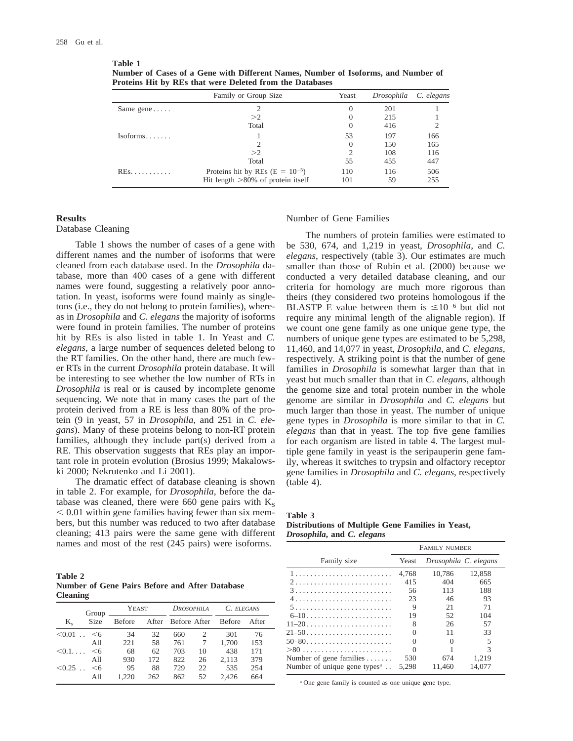**Table 1**
**Number of Cases of a Gene with Different Names, Number of Isoforms, and Number of Proteins Hit by REs that were Deleted from the Databases**

| | Family or Group Size | Yeast | *Drosophila* | *C. elegans* |
|---|---|---|---|---|
| Same gene . . . . . | 2 | 0 | 201 | 1 |
| | >2 | 0 | 215 | 1 |
| | Total | 0 | 416 | 2 |
| Isoforms . . . . . . . | 1 | 53 | 197 | 166 |
| | 2 | 0 | 150 | 165 |
| | >2 | 2 | 108 | 116 |
| | Total | 55 | 455 | 447 |
| REs. . . . . . . . . . . | Proteins hit by REs ($E = 10^{-5}$) | 110 | 116 | 506 |
| | Hit length >80% of protein itself | 101 | 59 | 255 |

## Results

### Database Cleaning

Table 1 shows the number of cases of a gene with different names and the number of isoforms that were cleaned from each database used. In the *Drosophila* database, more than 400 cases of a gene with different names were found, suggesting a relatively poor annotation. In yeast, isoforms were found mainly as singletons (i.e., they do not belong to protein families), whereas in *Drosophila* and *C. elegans* the majority of isoforms were found in protein families. The number of proteins hit by REs is also listed in table 1. In Yeast and *C. elegans*, a large number of sequences deleted belong to the RT families. On the other hand, there are much fewer RTs in the current *Drosophila* protein database. It will be interesting to see whether the low number of RTs in *Drosophila* is real or is caused by incomplete genome sequencing. We note that in many cases the part of the protein derived from a RE is less than 80% of the protein (9 in yeast, 57 in *Drosophila*, and 251 in *C. elegans*). Many of these proteins belong to non-RT protein families, although they include part(s) derived from a RE. This observation suggests that REs play an important role in protein evolution (Brosius 1999; Makalowski 2000; Nekrutenko and Li 2001).

The dramatic effect of database cleaning is shown in table 2. For example, for *Drosophila*, before the database was cleaned, there were 660 gene pairs with $K_S < 0.01$ within gene families having fewer than six members, but this number was reduced to two after database cleaning; 413 pairs were the same gene with different names and most of the rest (245 pairs) were isoforms.

**Table 2**
**Number of Gene Pairs Before and After Database Cleaning**

| | | Yeast | | *Drosophila* | | *C. elegans* | |
|---|---|---|---|---|---|---|---|
| $K_s$ | Group Size | Before | After | Before | After | Before | After |
| <0.01 . . | <6 | 34 | 32 | 660 | 2 | 301 | 76 |
| | All | 221 | 58 | 761 | 7 | 1,700 | 153 |
| <0.1. . . . | <6 | 68 | 62 | 703 | 10 | 438 | 171 |
| | All | 930 | 172 | 822 | 26 | 2,113 | 379 |
| <0.25 . . | <6 | 95 | 88 | 729 | 22 | 535 | 254 |
| | All | 1,220 | 262 | 862 | 52 | 2,426 | 664 |

### Number of Gene Families

The numbers of protein families were estimated to be 530, 674, and 1,219 in yeast, *Drosophila*, and *C. elegans*, respectively (table 3). Our estimates are much smaller than those of Rubin et al. (2000) because we conducted a very detailed database cleaning, and our criteria for homology are much more rigorous than theirs (they considered two proteins homologous if the BLASTP E value between them is $\leq 10^{-6}$ but did not require any minimal length of the alignable region). If we count one gene family as one unique gene type, the numbers of unique gene types are estimated to be 5,298, 11,460, and 14,077 in yeast, *Drosophila*, and *C. elegans*, respectively. A striking point is that the number of gene families in *Drosophila* is somewhat larger than that in yeast but much smaller than that in *C. elegans*, although the genome size and total protein number in the whole genome are similar in *Drosophila* and *C. elegans* but much larger than those in yeast. The number of unique gene types in *Drosophila* is more similar to that in *C. elegans* than that in yeast. The top five gene families for each organism are listed in table 4. The largest multiple gene family in yeast is the seripauperin gene family, whereas it switches to trypsin and olfactory receptor gene families in *Drosophila* and *C. elegans*, respectively (table 4).

**Table 3**
**Distributions of Multiple Gene Families in Yeast, *Drosophila*, and *C. elegans***

| | Family Number | | |
|---|---|---|---|
| Family size | Yeast | *Drosophila* | *C. elegans* |
| 1 . . . . . . . . . . . . . . . . . . . . . . . . . . | 4,768 | 10,786 | 12,858 |
| 2 . . . . . . . . . . . . . . . . . . . . . . . . . . | 415 | 404 | 665 |
| 3 . . . . . . . . . . . . . . . . . . . . . . . . . . | 56 | 113 | 188 |
| 4 . . . . . . . . . . . . . . . . . . . . . . . . . . | 23 | 46 | 93 |
| 5 . . . . . . . . . . . . . . . . . . . . . . . . . . | 9 | 21 | 71 |
| 6–10 . . . . . . . . . . . . . . . . . . . . . . . | 19 | 52 | 104 |
| 11–20 . . . . . . . . . . . . . . . . . . . . . . | 8 | 26 | 57 |
| 21–50 . . . . . . . . . . . . . . . . . . . . . . | 0 | 11 | 33 |
| 50–80 . . . . . . . . . . . . . . . . . . . . . . | 0 | 0 | 5 |
| >80 . . . . . . . . . . . . . . . . . . . . . . . | 0 | 1 | 3 |
| Number of gene families . . . . . . . | 530 | 674 | 1,219 |
| Number of unique gene types[a] . . | 5,298 | 11,460 | 14,077 |

[a] One gene family is counted as one unique gene type.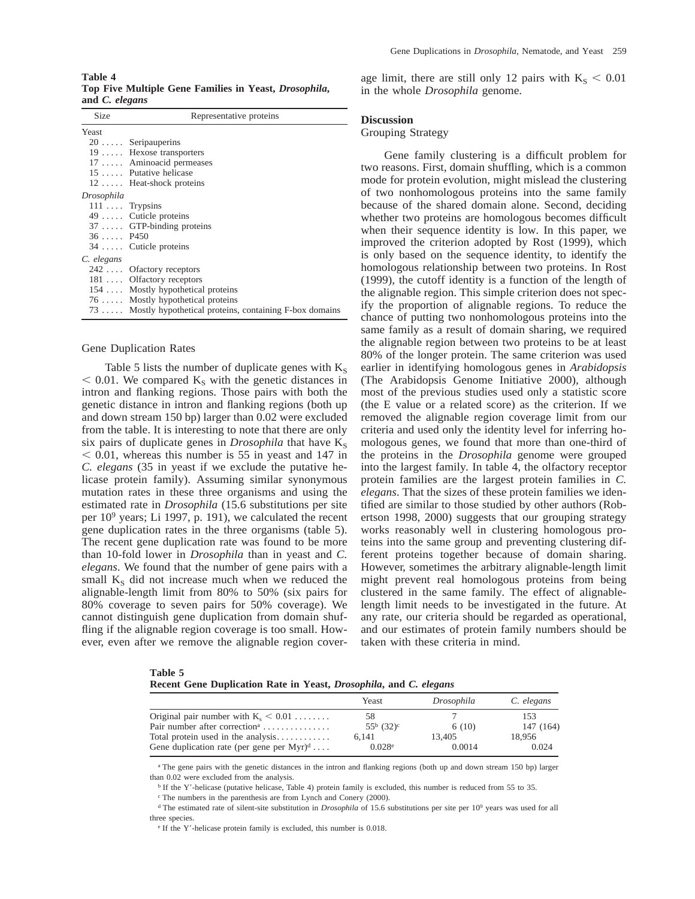**Table 4**
**Top Five Multiple Gene Families in Yeast, *Drosophila*, and *C. elegans***

| Size | Representative proteins |
|---|---|
| Yeast | |
| 20 . . . . . | Seripauperins |
| 19 . . . . . | Hexose transporters |
| 17 . . . . . | Aminoacid permeases |
| 15 . . . . . | Putative helicase |
| 12 . . . . . | Heat-shock proteins |
| *Drosophila* | |
| 111 . . . . | Trypsins |
| 49 . . . . . | Cuticle proteins |
| 37 . . . . . | GTP-binding proteins |
| 36 . . . . . | P450 |
| 34 . . . . . | Cuticle proteins |
| *C. elegans* | |
| 242 . . . . | Ofactory receptors |
| 181 . . . . | Olfactory receptors |
| 154 . . . . | Mostly hypothetical proteins |
| 76 . . . . . | Mostly hypothetical proteins |
| 73 . . . . . | Mostly hypothetical proteins, containing F-box domains |

### Gene Duplication Rates

Table 5 lists the number of duplicate genes with $K_S < 0.01$. We compared $K_S$ with the genetic distances in intron and flanking regions. Those pairs with both the genetic distance in intron and flanking regions (both up and down stream 150 bp) larger than 0.02 were excluded from the table. It is interesting to note that there are only six pairs of duplicate genes in *Drosophila* that have $K_S < 0.01$, whereas this number is 55 in yeast and 147 in *C. elegans* (35 in yeast if we exclude the putative helicase protein family). Assuming similar synonymous mutation rates in these three organisms and using the estimated rate in *Drosophila* (15.6 substitutions per site per $10^9$ years; Li 1997, p. 191), we calculated the recent gene duplication rates in the three organisms (table 5). The recent gene duplication rate was found to be more than 10-fold lower in *Drosophila* than in yeast and *C. elegans*. We found that the number of gene pairs with a small $K_S$ did not increase much when we reduced the alignable-length limit from 80% to 50% (six pairs for 80% coverage to seven pairs for 50% coverage). We cannot distinguish gene duplication from domain shuffling if the alignable region coverage is too small. However, even after we remove the alignable region coverage limit, there are still only 12 pairs with $K_S < 0.01$ in the whole *Drosophila* genome.

## Discussion

### Grouping Strategy

Gene family clustering is a difficult problem for two reasons. First, domain shuffling, which is a common mode for protein evolution, might mislead the clustering of two nonhomologous proteins into the same family because of the shared domain alone. Second, deciding whether two proteins are homologous becomes difficult when their sequence identity is low. In this paper, we improved the criterion adopted by Rost (1999), which is only based on the sequence identity, to identify the homologous relationship between two proteins. In Rost (1999), the cutoff identity is a function of the length of the alignable region. This simple criterion does not specify the proportion of alignable regions. To reduce the chance of putting two nonhomologous proteins into the same family as a result of domain sharing, we required the alignable region between two proteins to be at least 80% of the longer protein. The same criterion was used earlier in identifying homologous genes in *Arabidopsis* (The Arabidopsis Genome Initiative 2000), although most of the previous studies used only a statistic score (the E value or a related score) as the criterion. If we removed the alignable region coverage limit from our criteria and used only the identity level for inferring homologous genes, we found that more than one-third of the proteins in the *Drosophila* genome were grouped into the largest family. In table 4, the olfactory receptor protein families are the largest protein families in *C. elegans*. That the sizes of these protein families we identified are similar to those studied by other authors (Robertson 1998, 2000) suggests that our grouping strategy works reasonably well in clustering homologous proteins into the same group and preventing clustering different proteins together because of domain sharing. However, sometimes the arbitrary alignable-length limit might prevent real homologous proteins from being clustered in the same family. The effect of alignable-length limit needs to be investigated in the future. At any rate, our criteria should be regarded as operational, and our estimates of protein family numbers should be taken with these criteria in mind.

**Table 5**
**Recent Gene Duplication Rate in Yeast, *Drosophila*, and *C. elegans***

| | Yeast | *Drosophila* | *C. elegans* |
|---|---|---|---|
| Original pair number with $K_s < 0.01$ . . . . . . . . | 58 | 7 | 153 |
| Pair number after correction[a] . . . . . . . . . . . . . . . | 55[b] (32)[c] | 6 (10) | 147 (164) |
| Total protein used in the analysis. . . . . . . . . . . . | 6,141 | 13,405 | 18,956 |
| Gene duplication rate (per gene per Myr)[d] . . . . | 0.028[e] | 0.0014 | 0.024 |

[a] The gene pairs with the genetic distances in the intron and flanking regions (both up and down stream 150 bp) larger than 0.02 were excluded from the analysis.

[b] If the Y′-helicase (putative helicase, Table 4) protein family is excluded, this number is reduced from 55 to 35.

[c] The numbers in the parenthesis are from Lynch and Conery (2000).

[d] The estimated rate of silent-site substitution in *Drosophila* of 15.6 substitutions per site per $10^9$ years was used for all three species.

[e] If the Y′-helicase protein family is excluded, this number is 0.018.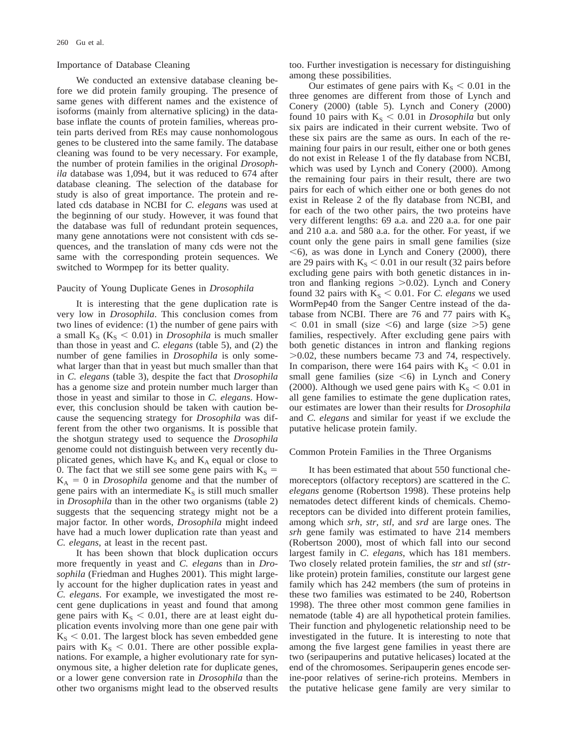### Importance of Database Cleaning

We conducted an extensive database cleaning before we did protein family grouping. The presence of same genes with different names and the existence of isoforms (mainly from alternative splicing) in the database inflate the counts of protein families, whereas protein parts derived from REs may cause nonhomologous genes to be clustered into the same family. The database cleaning was found to be very necessary. For example, the number of protein families in the original *Drosophila* database was 1,094, but it was reduced to 674 after database cleaning. The selection of the database for study is also of great importance. The protein and related cds database in NCBI for *C. elegans* was used at the beginning of our study. However, it was found that the database was full of redundant protein sequences, many gene annotations were not consistent with cds sequences, and the translation of many cds were not the same with the corresponding protein sequences. We switched to Wormpep for its better quality.

### Paucity of Young Duplicate Genes in *Drosophila*

It is interesting that the gene duplication rate is very low in *Drosophila*. This conclusion comes from two lines of evidence: (1) the number of gene pairs with a small $K_S$ ($K_S < 0.01$) in *Drosophila* is much smaller than those in yeast and *C. elegans* (table 5), and (2) the number of gene families in *Drosophila* is only somewhat larger than that in yeast but much smaller than that in *C. elegans* (table 3), despite the fact that *Drosophila* has a genome size and protein number much larger than those in yeast and similar to those in *C. elegans*. However, this conclusion should be taken with caution because the sequencing strategy for *Drosophila* was different from the other two organisms. It is possible that the shotgun strategy used to sequence the *Drosophila* genome could not distinguish between very recently duplicated genes, which have $K_S$ and $K_A$ equal or close to 0. The fact that we still see some gene pairs with $K_S = K_A = 0$ in *Drosophila* genome and that the number of gene pairs with an intermediate $K_S$ is still much smaller in *Drosophila* than in the other two organisms (table 2) suggests that the sequencing strategy might not be a major factor. In other words, *Drosophila* might indeed have had a much lower duplication rate than yeast and *C. elegans*, at least in the recent past.

It has been shown that block duplication occurs more frequently in yeast and *C. elegans* than in *Drosophila* (Friedman and Hughes 2001). This might largely account for the higher duplication rates in yeast and *C. elegans*. For example, we investigated the most recent gene duplications in yeast and found that among gene pairs with $K_S < 0.01$, there are at least eight duplication events involving more than one gene pair with $K_S < 0.01$. The largest block has seven embedded gene pairs with $K_S < 0.01$. There are other possible explanations. For example, a higher evolutionary rate for synonymous site, a higher deletion rate for duplicate genes, or a lower gene conversion rate in *Drosophila* than the other two organisms might lead to the observed results too. Further investigation is necessary for distinguishing among these possibilities.

Our estimates of gene pairs with $K_S < 0.01$ in the three genomes are different from those of Lynch and Conery (2000) (table 5). Lynch and Conery (2000) found 10 pairs with $K_S < 0.01$ in *Drosophila* but only six pairs are indicated in their current website. Two of these six pairs are the same as ours. In each of the remaining four pairs in our result, either one or both genes do not exist in Release 1 of the fly database from NCBI, which was used by Lynch and Conery (2000). Among the remaining four pairs in their result, there are two pairs for each of which either one or both genes do not exist in Release 2 of the fly database from NCBI, and for each of the two other pairs, the two proteins have very different lengths: 69 a.a. and 220 a.a. for one pair and 210 a.a. and 580 a.a. for the other. For yeast, if we count only the gene pairs in small gene families (size $<6$), as was done in Lynch and Conery (2000), there are 29 pairs with $K_S < 0.01$ in our result (32 pairs before excluding gene pairs with both genetic distances in intron and flanking regions $>0.02$). Lynch and Conery found 32 pairs with $K_S < 0.01$. For *C. elegans* we used WormPep40 from the Sanger Centre instead of the database from NCBI. There are 76 and 77 pairs with $K_S < 0.01$ in small (size $<6$) and large (size $>5$) gene families, respectively. After excluding gene pairs with both genetic distances in intron and flanking regions $>0.02$, these numbers became 73 and 74, respectively. In comparison, there were 164 pairs with $K_S < 0.01$ in small gene families (size $<6$) in Lynch and Conery (2000). Although we used gene pairs with $K_S < 0.01$ in all gene families to estimate the gene duplication rates, our estimates are lower than their results for *Drosophila* and *C. elegans* and similar for yeast if we exclude the putative helicase protein family.

### Common Protein Families in the Three Organisms

It has been estimated that about 550 functional chemoreceptors (olfactory receptors) are scattered in the *C. elegans* genome (Robertson 1998). These proteins help nematodes detect different kinds of chemicals. Chemoreceptors can be divided into different protein families, among which *srh*, *str*, *stl*, and *srd* are large ones. The *srh* gene family was estimated to have 214 members (Robertson 2000), most of which fall into our second largest family in *C. elegans*, which has 181 members. Two closely related protein families, the *str* and *stl* (*str*-like protein) protein families, constitute our largest gene family which has 242 members (the sum of proteins in these two families was estimated to be 240, Robertson 1998). The three other most common gene families in nematode (table 4) are all hypothetical protein families. Their function and phylogenetic relationship need to be investigated in the future. It is interesting to note that among the five largest gene families in yeast there are two (seripauperins and putative helicases) located at the end of the chromosomes. Seripauperin genes encode serine-poor relatives of serine-rich proteins. Members in the putative helicase gene family are very similar to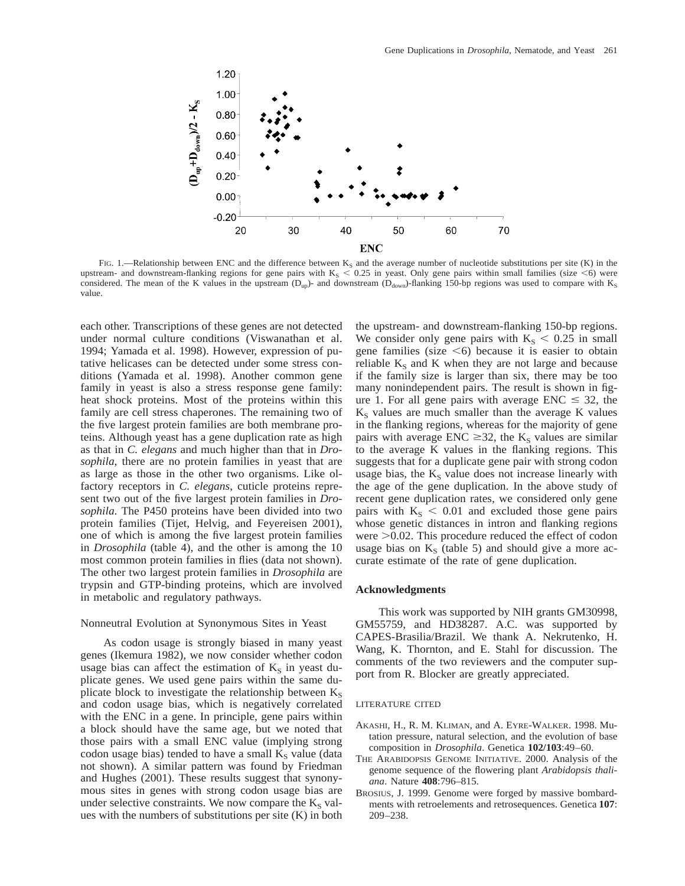FIG. 1.—Relationship between ENC and the difference between $K_S$ and the average number of nucleotide substitutions per site (K) in the upstream- and downstream-flanking regions for gene pairs with $K_S < 0.25$ in yeast. Only gene pairs within small families (size <6) were considered. The mean of the K values in the upstream ($D_{up}$)- and downstream ($D_{down}$)-flanking 150-bp regions was used to compare with $K_S$ value.

each other. Transcriptions of these genes are not detected under normal culture conditions (Viswanathan et al. 1994; Yamada et al. 1998). However, expression of putative helicases can be detected under some stress conditions (Yamada et al. 1998). Another common gene family in yeast is also a stress response gene family: heat shock proteins. Most of the proteins within this family are cell stress chaperones. The remaining two of the five largest protein families are both membrane proteins. Although yeast has a gene duplication rate as high as that in *C. elegans* and much higher than that in *Drosophila*, there are no protein families in yeast that are as large as those in the other two organisms. Like olfactory receptors in *C. elegans*, cuticle proteins represent two out of the five largest protein families in *Drosophila*. The P450 proteins have been divided into two protein families (Tijet, Helvig, and Feyereisen 2001), one of which is among the five largest protein families in *Drosophila* (table 4), and the other is among the 10 most common protein families in flies (data not shown). The other two largest protein families in *Drosophila* are trypsin and GTP-binding proteins, which are involved in metabolic and regulatory pathways.

## Nonneutral Evolution at Synonymous Sites in Yeast

As codon usage is strongly biased in many yeast genes (Ikemura 1982), we now consider whether codon usage bias can affect the estimation of $K_S$ in yeast duplicate genes. We used gene pairs within the same duplicate block to investigate the relationship between $K_S$ and codon usage bias, which is negatively correlated with the ENC in a gene. In principle, gene pairs within a block should have the same age, but we noted that those pairs with a small ENC value (implying strong codon usage bias) tended to have a small $K_S$ value (data not shown). A similar pattern was found by Friedman and Hughes (2001). These results suggest that synonymous sites in genes with strong codon usage bias are under selective constraints. We now compare the $K_S$ values with the numbers of substitutions per site (K) in both the upstream- and downstream-flanking 150-bp regions. We consider only gene pairs with $K_S < 0.25$ in small gene families (size <6) because it is easier to obtain reliable $K_S$ and K when they are not large and because if the family size is larger than six, there may be too many nonindependent pairs. The result is shown in figure 1. For all gene pairs with average ENC $\leq$ 32, the $K_S$ values are much smaller than the average K values in the flanking regions, whereas for the majority of gene pairs with average ENC $\geq$32, the $K_S$ values are similar to the average K values in the flanking regions. This suggests that for a duplicate gene pair with strong codon usage bias, the $K_S$ value does not increase linearly with the age of the gene duplication. In the above study of recent gene duplication rates, we considered only gene pairs with $K_S < 0.01$ and excluded those gene pairs whose genetic distances in intron and flanking regions were >0.02. This procedure reduced the effect of codon usage bias on $K_S$ (table 5) and should give a more accurate estimate of the rate of gene duplication.

## Acknowledgments

This work was supported by NIH grants GM30998, GM55759, and HD38287. A.C. was supported by CAPES-Brasilia/Brazil. We thank A. Nekrutenko, H. Wang, K. Thornton, and E. Stahl for discussion. The comments of the two reviewers and the computer support from R. Blocker are greatly appreciated.

## LITERATURE CITED

AKASHI, H., R. M. KLIMAN, and A. EYRE-WALKER. 1998. Mutation pressure, natural selection, and the evolution of base composition in *Drosophila*. Genetica **102/103**:49–60.

THE ARABIDOPSIS GENOME INITIATIVE. 2000. Analysis of the genome sequence of the flowering plant *Arabidopsis thaliana*. Nature **408**:796–815.

BROSIUS, J. 1999. Genome were forged by massive bombardments with retroelements and retrosequences. Genetica **107**: 209–238.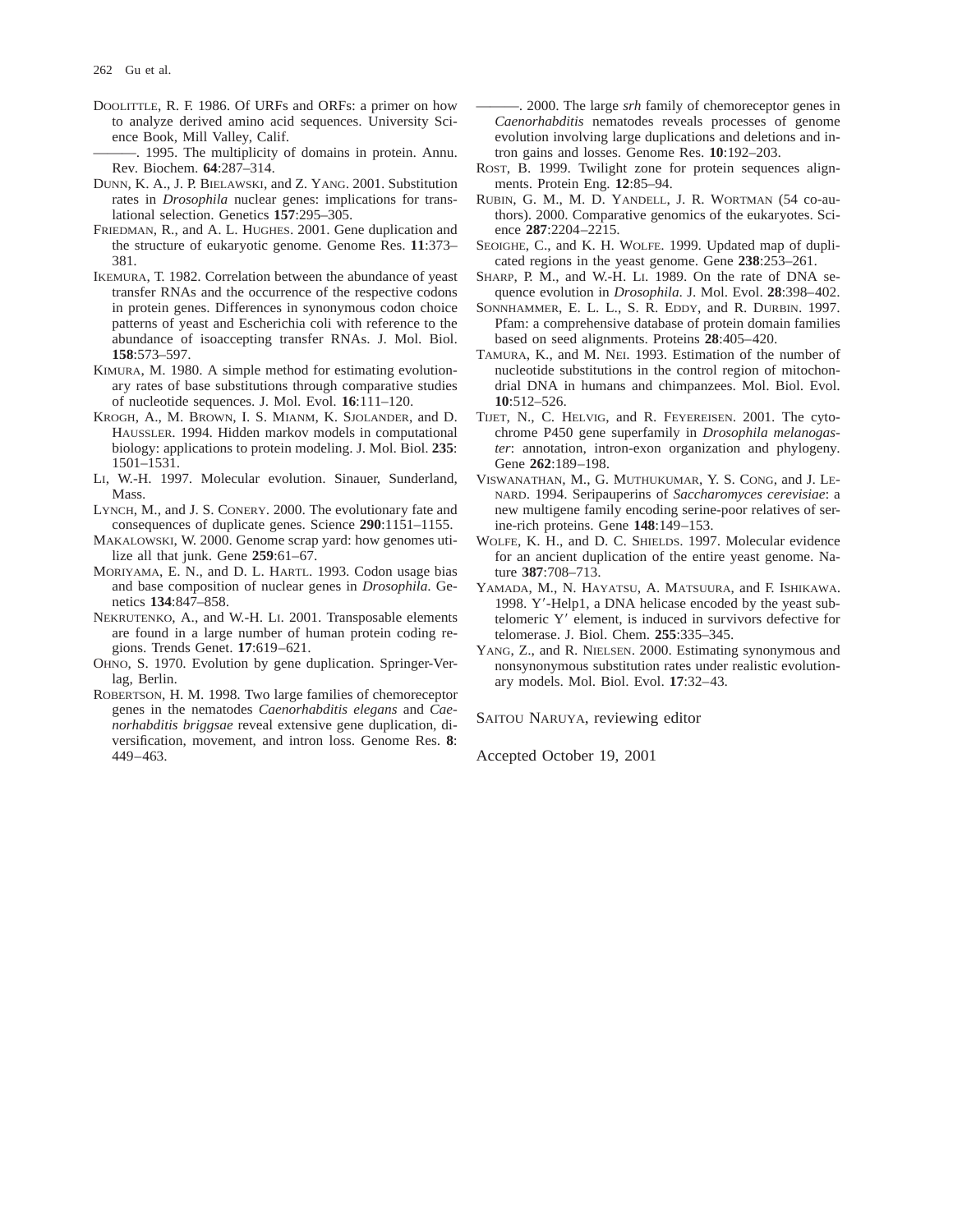DOOLITTLE, R. F. 1986. Of URFs and ORFs: a primer on how to analyze derived amino acid sequences. University Science Book, Mill Valley, Calif.

———. 1995. The multiplicity of domains in protein. Annu. Rev. Biochem. **64**:287–314.

DUNN, K. A., J. P. BIELAWSKI, and Z. YANG. 2001. Substitution rates in *Drosophila* nuclear genes: implications for translational selection. Genetics **157**:295–305.

FRIEDMAN, R., and A. L. HUGHES. 2001. Gene duplication and the structure of eukaryotic genome. Genome Res. **11**:373–381.

IKEMURA, T. 1982. Correlation between the abundance of yeast transfer RNAs and the occurrence of the respective codons in protein genes. Differences in synonymous codon choice patterns of yeast and Escherichia coli with reference to the abundance of isoaccepting transfer RNAs. J. Mol. Biol. **158**:573–597.

KIMURA, M. 1980. A simple method for estimating evolutionary rates of base substitutions through comparative studies of nucleotide sequences. J. Mol. Evol. **16**:111–120.

KROGH, A., M. BROWN, I. S. MIANM, K. SJOLANDER, and D. HAUSSLER. 1994. Hidden markov models in computational biology: applications to protein modeling. J. Mol. Biol. **235**: 1501–1531.

LI, W.-H. 1997. Molecular evolution. Sinauer, Sunderland, Mass.

LYNCH, M., and J. S. CONERY. 2000. The evolutionary fate and consequences of duplicate genes. Science **290**:1151–1155.

MAKALOWSKI, W. 2000. Genome scrap yard: how genomes utilize all that junk. Gene **259**:61–67.

MORIYAMA, E. N., and D. L. HARTL. 1993. Codon usage bias and base composition of nuclear genes in *Drosophila*. Genetics **134**:847–858.

NEKRUTENKO, A., and W.-H. LI. 2001. Transposable elements are found in a large number of human protein coding regions. Trends Genet. **17**:619–621.

OHNO, S. 1970. Evolution by gene duplication. Springer-Verlag, Berlin.

ROBERTSON, H. M. 1998. Two large families of chemoreceptor genes in the nematodes *Caenorhabditis elegans* and *Caenorhabditis briggsae* reveal extensive gene duplication, diversification, movement, and intron loss. Genome Res. **8**: 449–463.

———. 2000. The large *srh* family of chemoreceptor genes in *Caenorhabditis* nematodes reveals processes of genome evolution involving large duplications and deletions and intron gains and losses. Genome Res. **10**:192–203.

ROST, B. 1999. Twilight zone for protein sequences alignments. Protein Eng. **12**:85–94.

RUBIN, G. M., M. D. YANDELL, J. R. WORTMAN (54 co-authors). 2000. Comparative genomics of the eukaryotes. Science **287**:2204–2215.

SEOIGHE, C., and K. H. WOLFE. 1999. Updated map of duplicated regions in the yeast genome. Gene **238**:253–261.

SHARP, P. M., and W.-H. LI. 1989. On the rate of DNA sequence evolution in *Drosophila*. J. Mol. Evol. **28**:398–402.

SONNHAMMER, E. L. L., S. R. EDDY, and R. DURBIN. 1997. Pfam: a comprehensive database of protein domain families based on seed alignments. Proteins **28**:405–420.

TAMURA, K., and M. NEI. 1993. Estimation of the number of nucleotide substitutions in the control region of mitochondrial DNA in humans and chimpanzees. Mol. Biol. Evol. **10**:512–526.

TIJET, N., C. HELVIG, and R. FEYEREISEN. 2001. The cytochrome P450 gene superfamily in *Drosophila melanogaster*: annotation, intron-exon organization and phylogeny. Gene **262**:189–198.

VISWANATHAN, M., G. MUTHUKUMAR, Y. S. CONG, and J. LENARD. 1994. Seripauperins of *Saccharomyces cerevisiae*: a new multigene family encoding serine-poor relatives of serine-rich proteins. Gene **148**:149–153.

WOLFE, K. H., and D. C. SHIELDS. 1997. Molecular evidence for an ancient duplication of the entire yeast genome. Nature **387**:708–713.

YAMADA, M., N. HAYATSU, A. MATSUURA, and F. ISHIKAWA. 1998. Y′-Help1, a DNA helicase encoded by the yeast subtelomeric Y′ element, is induced in survivors defective for telomerase. J. Biol. Chem. **255**:335–345.

YANG, Z., and R. NIELSEN. 2000. Estimating synonymous and nonsynonymous substitution rates under realistic evolutionary models. Mol. Biol. Evol. **17**:32–43.

SAITOU NARUYA, reviewing editor

Accepted October 19, 2001